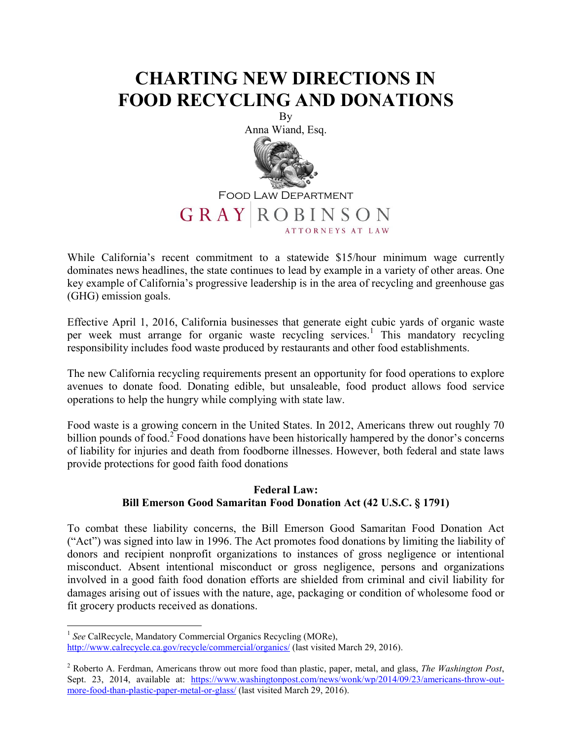# CHARTING NEW DIRECTIONS IN FOOD RECYCLING AND DONATIONS

By

Anna Wiand, Esq.

Food Law Department

GRAY | ROBINSON

ATTORNEYS AT LAW

While California's recent commitment to a statewide $15/hour minimum wage currently dominates news headlines, the state continues to lead by example in a variety of other areas. One key example of California's progressive leadership is in the area of recycling and greenhouse gas (GHG) emission goals.

Effective April 1, 2016, California businesses that generate eight cubic yards of organic waste per week must arrange for organic waste recycling services.[1] This mandatory recycling responsibility includes food waste produced by restaurants and other food establishments.

The new California recycling requirements present an opportunity for food operations to explore avenues to donate food. Donating edible, but unsaleable, food product allows food service operations to help the hungry while complying with state law.

Food waste is a growing concern in the United States. In 2012, Americans threw out roughly 70 billion pounds of food.[2] Food donations have been historically hampered by the donor's concerns of liability for injuries and death from foodborne illnesses. However, both federal and state laws provide protections for good faith food donations

### Federal Law: Bill Emerson Good Samaritan Food Donation Act (42 U.S.C. § 1791)

To combat these liability concerns, the Bill Emerson Good Samaritan Food Donation Act ("Act") was signed into law in 1996. The Act promotes food donations by limiting the liability of donors and recipient nonprofit organizations to instances of gross negligence or intentional misconduct. Absent intentional misconduct or gross negligence, persons and organizations involved in a good faith food donation efforts are shielded from criminal and civil liability for damages arising out of issues with the nature, age, packaging or condition of wholesome food or fit grocery products received as donations.

---

[1] *See* CalRecycle, Mandatory Commercial Organics Recycling (MORe), http://www.calrecycle.ca.gov/recycle/commercial/organics/ (last visited March 29, 2016).

[2] Roberto A. Ferdman, Americans throw out more food than plastic, paper, metal, and glass, *The Washington Post*, Sept. 23, 2014, available at: https://www.washingtonpost.com/news/wonk/wp/2014/09/23/americans-throw-out-more-food-than-plastic-paper-metal-or-glass/ (last visited March 29, 2016).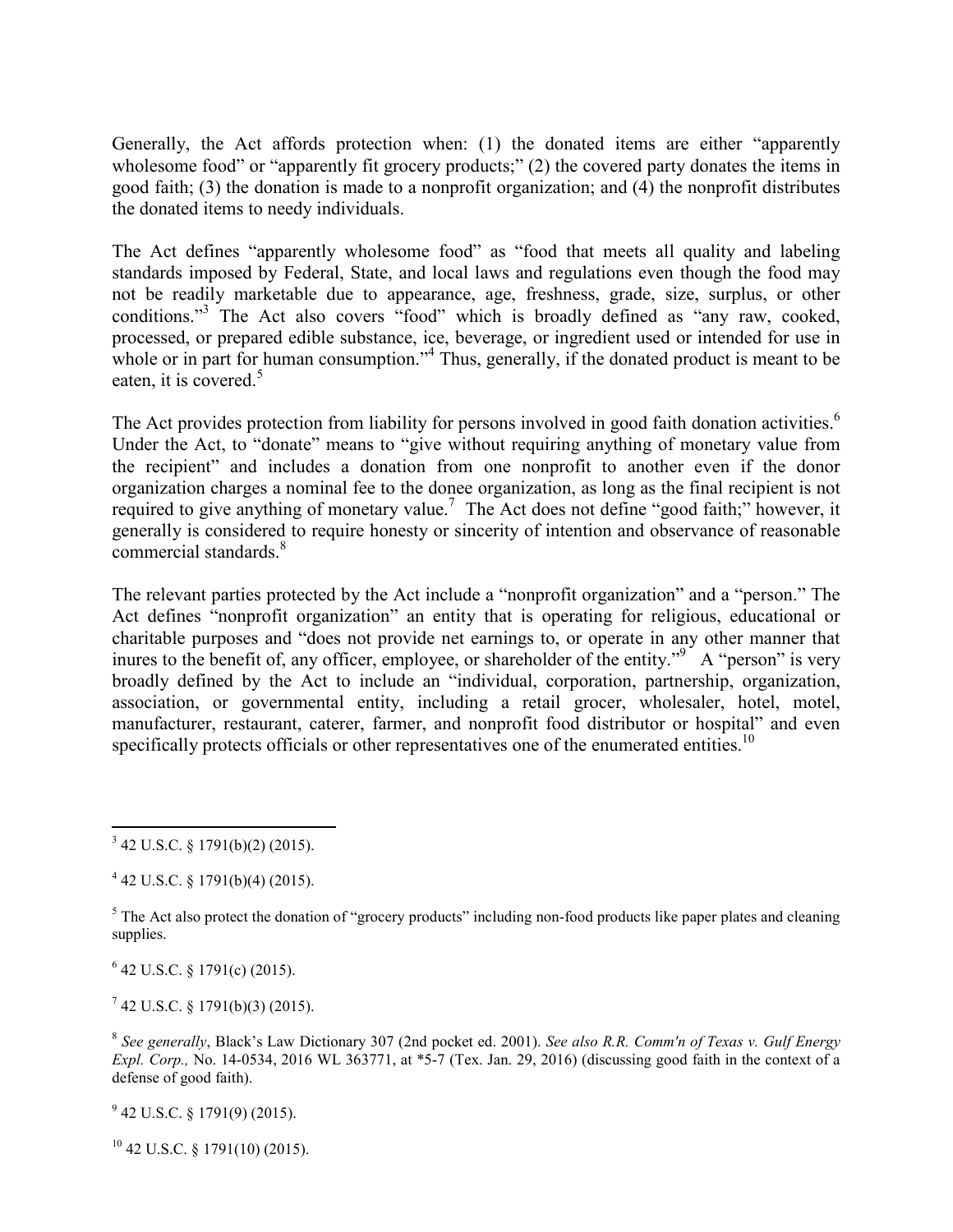Generally, the Act affords protection when: (1) the donated items are either "apparently wholesome food" or "apparently fit grocery products;" (2) the covered party donates the items in good faith; (3) the donation is made to a nonprofit organization; and (4) the nonprofit distributes the donated items to needy individuals.

The Act defines "apparently wholesome food" as "food that meets all quality and labeling standards imposed by Federal, State, and local laws and regulations even though the food may not be readily marketable due to appearance, age, freshness, grade, size, surplus, or other conditions."[3] The Act also covers "food" which is broadly defined as "any raw, cooked, processed, or prepared edible substance, ice, beverage, or ingredient used or intended for use in whole or in part for human consumption."[4] Thus, generally, if the donated product is meant to be eaten, it is covered.[5]

The Act provides protection from liability for persons involved in good faith donation activities.[6] Under the Act, to "donate" means to "give without requiring anything of monetary value from the recipient" and includes a donation from one nonprofit to another even if the donor organization charges a nominal fee to the donee organization, as long as the final recipient is not required to give anything of monetary value.[7] The Act does not define "good faith;" however, it generally is considered to require honesty or sincerity of intention and observance of reasonable commercial standards.[8]

The relevant parties protected by the Act include a "nonprofit organization" and a "person." The Act defines "nonprofit organization" an entity that is operating for religious, educational or charitable purposes and "does not provide net earnings to, or operate in any other manner that inures to the benefit of, any officer, employee, or shareholder of the entity."[9] A "person" is very broadly defined by the Act to include an "individual, corporation, partnership, organization, association, or governmental entity, including a retail grocer, wholesaler, hotel, motel, manufacturer, restaurant, caterer, farmer, and nonprofit food distributor or hospital" and even specifically protects officials or other representatives one of the enumerated entities.[10]

---

[3] 42 U.S.C. § 1791(b)(2) (2015).

[4] 42 U.S.C. § 1791(b)(4) (2015).

[5] The Act also protect the donation of "grocery products" including non-food products like paper plates and cleaning supplies.

[6] 42 U.S.C. § 1791(c) (2015).

[7] 42 U.S.C. § 1791(b)(3) (2015).

[8] *See generally*, Black's Law Dictionary 307 (2nd pocket ed. 2001). *See also R.R. Comm'n of Texas v. Gulf Energy Expl. Corp.,* No. 14-0534, 2016 WL 363771, at *5-7 (Tex. Jan. 29, 2016) (discussing good faith in the context of a defense of good faith).

[9] 42 U.S.C. § 1791(9) (2015).

[10] 42 U.S.C. § 1791(10) (2015).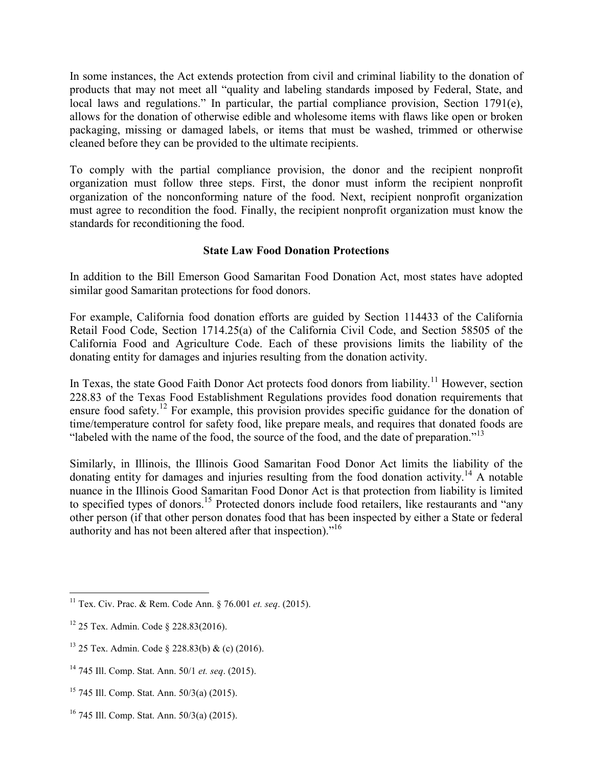In some instances, the Act extends protection from civil and criminal liability to the donation of products that may not meet all "quality and labeling standards imposed by Federal, State, and local laws and regulations." In particular, the partial compliance provision, Section 1791(e), allows for the donation of otherwise edible and wholesome items with flaws like open or broken packaging, missing or damaged labels, or items that must be washed, trimmed or otherwise cleaned before they can be provided to the ultimate recipients.

To comply with the partial compliance provision, the donor and the recipient nonprofit organization must follow three steps. First, the donor must inform the recipient nonprofit organization of the nonconforming nature of the food. Next, recipient nonprofit organization must agree to recondition the food. Finally, the recipient nonprofit organization must know the standards for reconditioning the food.

**State Law Food Donation Protections**

In addition to the Bill Emerson Good Samaritan Food Donation Act, most states have adopted similar good Samaritan protections for food donors.

For example, California food donation efforts are guided by Section 114433 of the California Retail Food Code, Section 1714.25(a) of the California Civil Code, and Section 58505 of the California Food and Agriculture Code. Each of these provisions limits the liability of the donating entity for damages and injuries resulting from the donation activity.

In Texas, the state Good Faith Donor Act protects food donors from liability.[11] However, section 228.83 of the Texas Food Establishment Regulations provides food donation requirements that ensure food safety.[12] For example, this provision provides specific guidance for the donation of time/temperature control for safety food, like prepare meals, and requires that donated foods are "labeled with the name of the food, the source of the food, and the date of preparation."[13]

Similarly, in Illinois, the Illinois Good Samaritan Food Donor Act limits the liability of the donating entity for damages and injuries resulting from the food donation activity.[14] A notable nuance in the Illinois Good Samaritan Food Donor Act is that protection from liability is limited to specified types of donors.[15] Protected donors include food retailers, like restaurants and "any other person (if that other person donates food that has been inspected by either a State or federal authority and has not been altered after that inspection)."[16]

---

[11] Tex. Civ. Prac. & Rem. Code Ann. § 76.001 *et. seq*. (2015).

[12] 25 Tex. Admin. Code § 228.83(2016).

[13] 25 Tex. Admin. Code § 228.83(b) & (c) (2016).

[14] 745 Ill. Comp. Stat. Ann. 50/1 *et. seq*. (2015).

[15] 745 Ill. Comp. Stat. Ann. 50/3(a) (2015).

[16] 745 Ill. Comp. Stat. Ann. 50/3(a) (2015).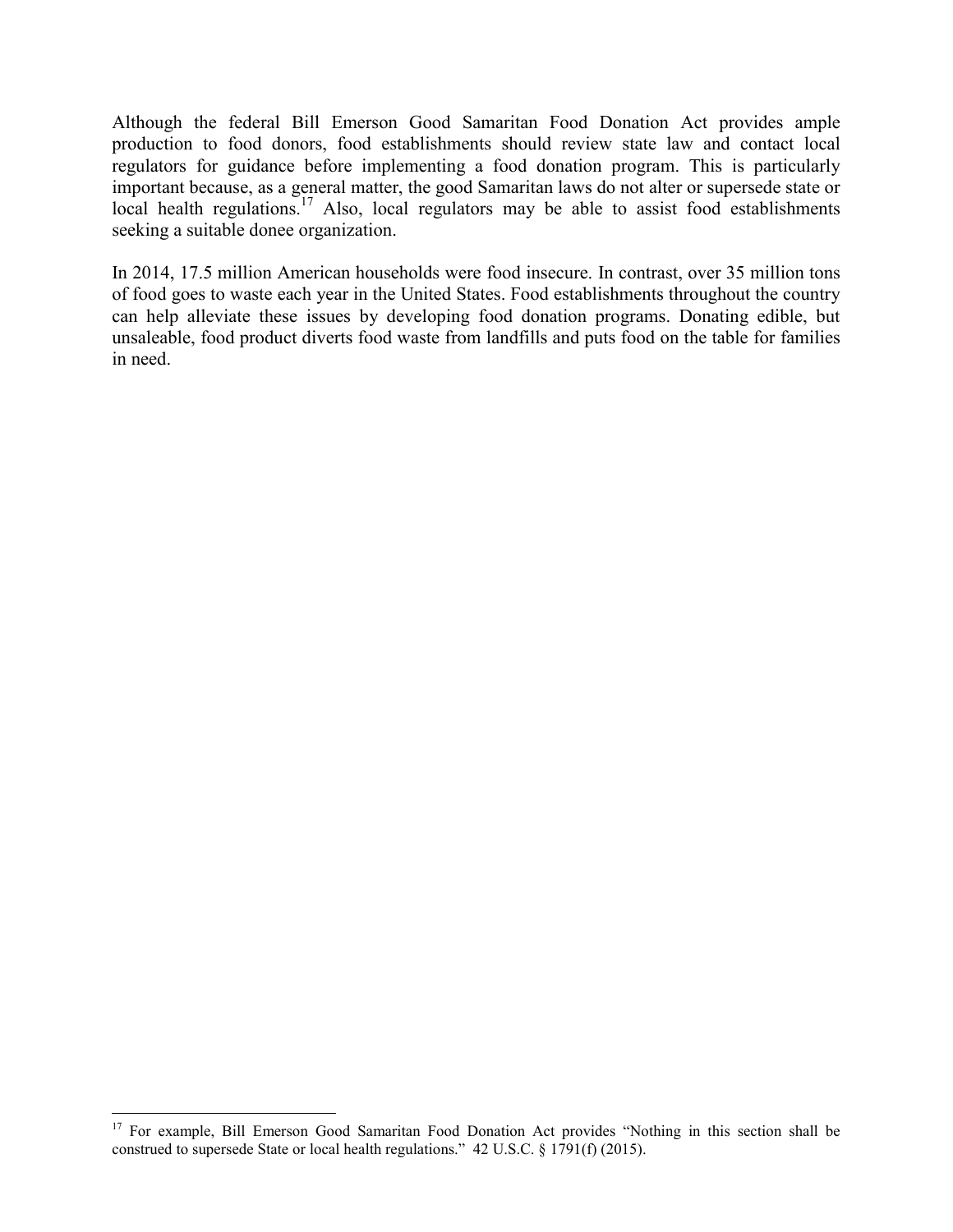Although the federal Bill Emerson Good Samaritan Food Donation Act provides ample production to food donors, food establishments should review state law and contact local regulators for guidance before implementing a food donation program. This is particularly important because, as a general matter, the good Samaritan laws do not alter or supersede state or local health regulations.[17] Also, local regulators may be able to assist food establishments seeking a suitable donee organization.

In 2014, 17.5 million American households were food insecure. In contrast, over 35 million tons of food goes to waste each year in the United States. Food establishments throughout the country can help alleviate these issues by developing food donation programs. Donating edible, but unsaleable, food product diverts food waste from landfills and puts food on the table for families in need.

---

[17] For example, Bill Emerson Good Samaritan Food Donation Act provides "Nothing in this section shall be construed to supersede State or local health regulations." 42 U.S.C. § 1791(f) (2015).